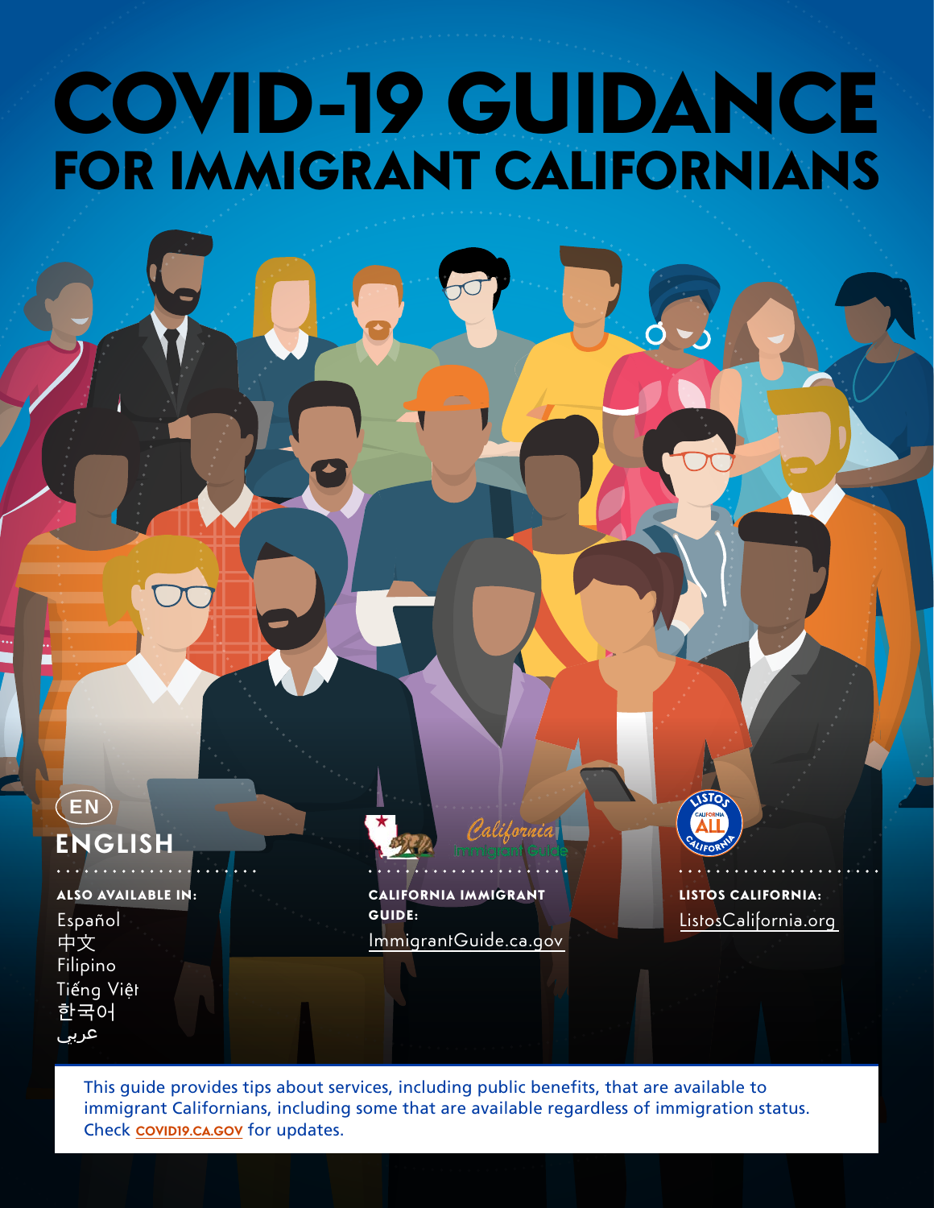# COVID-19 GUIDANCE
## FOR IMMIGRANT CALIFORNIANS

EN

**ENGLISH**

**ALSO AVAILABLE IN:**

Español
中文
Filipino
Tiếng Việt
한국어
عربي

**CALIFORNIA IMMIGRANT GUIDE:**
ImmigrantGuide.ca.gov

**LISTOS CALIFORNIA:**
ListosCalifornia.org

This guide provides tips about services, including public benefits, that are available to immigrant Californians, including some that are available regardless of immigration status. Check **COVID19.CA.GOV** for updates.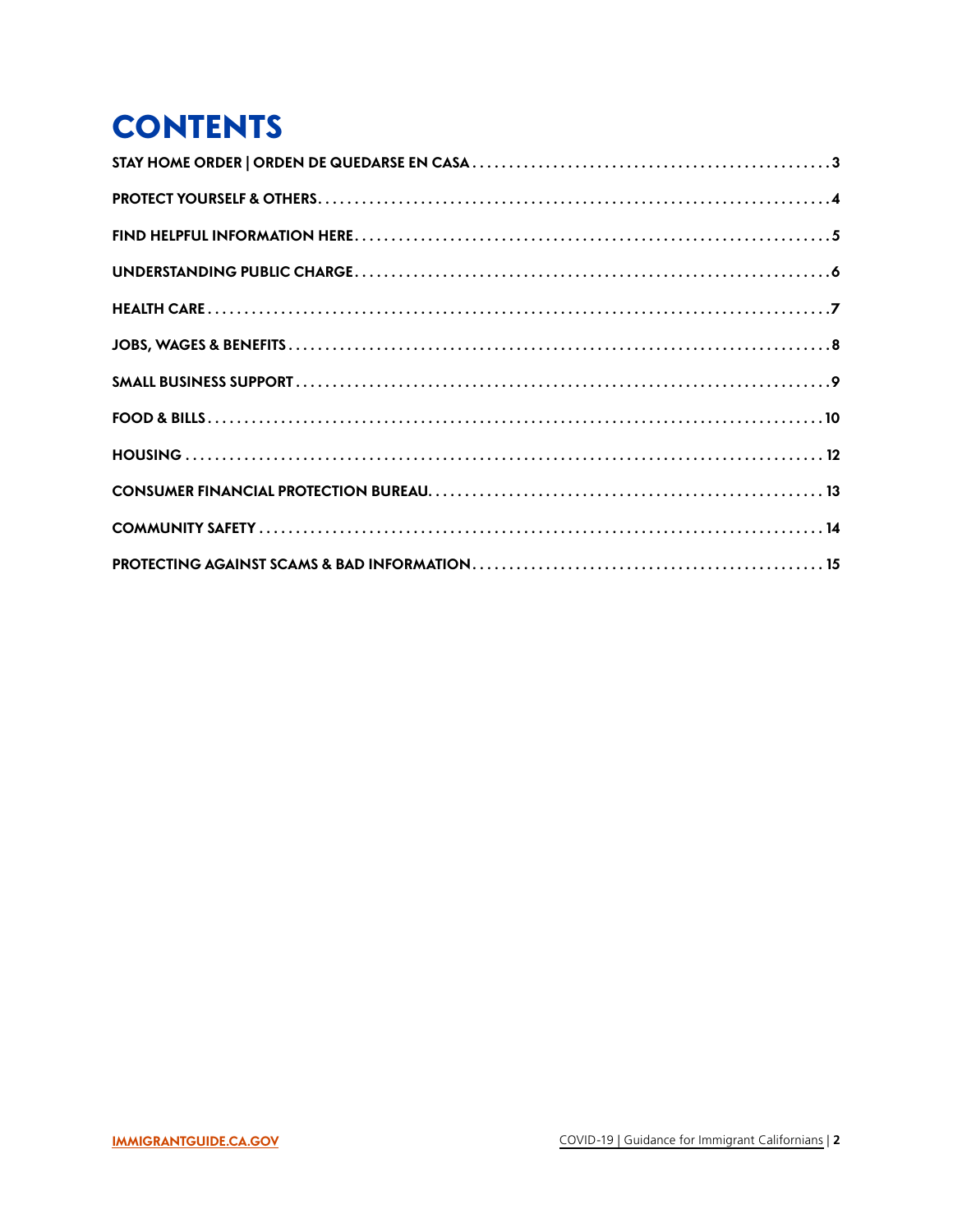# CONTENTS

| | |
|---|---|
| STAY HOME ORDER \| ORDEN DE QUEDARSE EN CASA | 3 |
| PROTECT YOURSELF & OTHERS | 4 |
| FIND HELPFUL INFORMATION HERE | 5 |
| UNDERSTANDING PUBLIC CHARGE | 6 |
| HEALTH CARE | 7 |
| JOBS, WAGES & BENEFITS | 8 |
| SMALL BUSINESS SUPPORT | 9 |
| FOOD & BILLS | 10 |
| HOUSING | 12 |
| CONSUMER FINANCIAL PROTECTION BUREAU | 13 |
| COMMUNITY SAFETY | 14 |
| PROTECTING AGAINST SCAMS & BAD INFORMATION | 15 |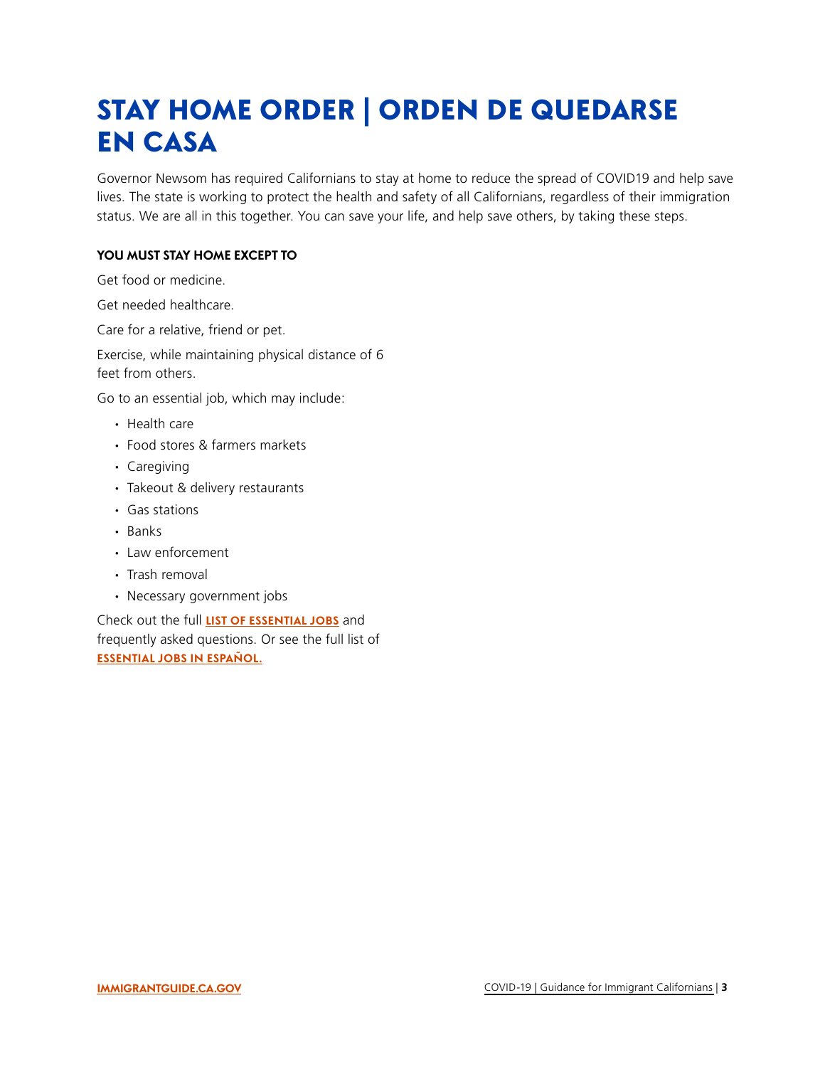# STAY HOME ORDER | ORDEN DE QUEDARSE EN CASA

Governor Newsom has required Californians to stay at home to reduce the spread of COVID19 and help save lives. The state is working to protect the health and safety of all Californians, regardless of their immigration status. We are all in this together. You can save your life, and help save others, by taking these steps.

**YOU MUST STAY HOME EXCEPT TO**

Get food or medicine.

Get needed healthcare.

Care for a relative, friend or pet.

Exercise, while maintaining physical distance of 6 feet from others.

Go to an essential job, which may include:

- Health care
- Food stores & farmers markets
- Caregiving
- Takeout & delivery restaurants
- Gas stations
- Banks
- Law enforcement
- Trash removal
- Necessary government jobs

Check out the full **LIST OF ESSENTIAL JOBS** and frequently asked questions. Or see the full list of **ESSENTIAL JOBS IN ESPAÑOL.**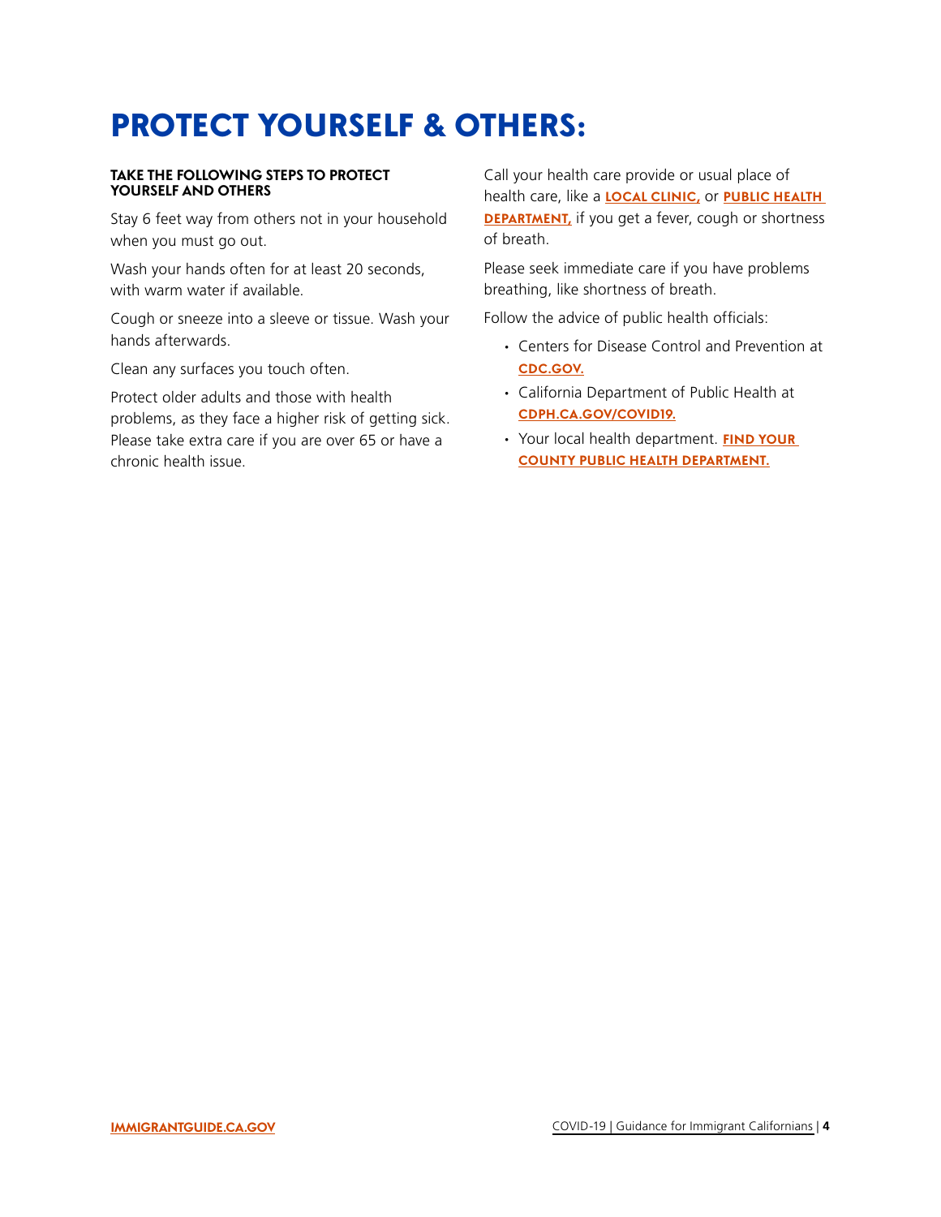# PROTECT YOURSELF & OTHERS:

**TAKE THE FOLLOWING STEPS TO PROTECT YOURSELF AND OTHERS**

Stay 6 feet way from others not in your household when you must go out.

Wash your hands often for at least 20 seconds, with warm water if available.

Cough or sneeze into a sleeve or tissue. Wash your hands afterwards.

Clean any surfaces you touch often.

Protect older adults and those with health problems, as they face a higher risk of getting sick. Please take extra care if you are over 65 or have a chronic health issue.

Call your health care provide or usual place of health care, like a **LOCAL CLINIC,** or **PUBLIC HEALTH DEPARTMENT,** if you get a fever, cough or shortness of breath.

Please seek immediate care if you have problems breathing, like shortness of breath.

Follow the advice of public health officials:

- Centers for Disease Control and Prevention at **CDC.GOV.**
- California Department of Public Health at **CDPH.CA.GOV/COVID19.**
- Your local health department. **FIND YOUR COUNTY PUBLIC HEALTH DEPARTMENT.**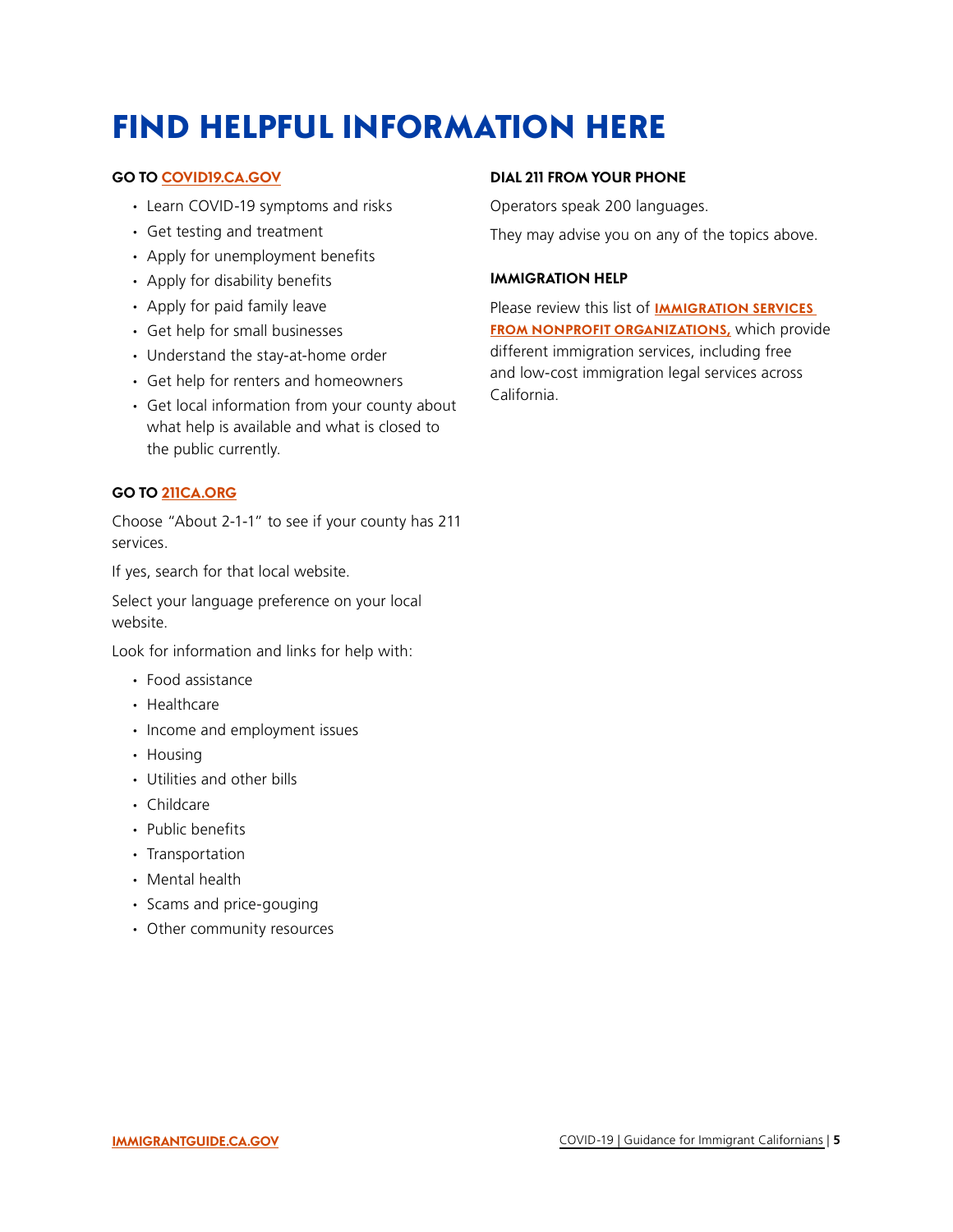# FIND HELPFUL INFORMATION HERE

**GO TO COVID19.CA.GOV**

- Learn COVID-19 symptoms and risks
- Get testing and treatment
- Apply for unemployment benefits
- Apply for disability benefits
- Apply for paid family leave
- Get help for small businesses
- Understand the stay-at-home order
- Get help for renters and homeowners
- Get local information from your county about what help is available and what is closed to the public currently.

**GO TO 211CA.ORG**

Choose “About 2-1-1” to see if your county has 211 services.

If yes, search for that local website.

Select your language preference on your local website.

Look for information and links for help with:

- Food assistance
- Healthcare
- Income and employment issues
- Housing
- Utilities and other bills
- Childcare
- Public benefits
- Transportation
- Mental health
- Scams and price-gouging
- Other community resources

**DIAL 211 FROM YOUR PHONE**

Operators speak 200 languages.

They may advise you on any of the topics above.

**IMMIGRATION HELP**

Please review this list of **IMMIGRATION SERVICES FROM NONPROFIT ORGANIZATIONS,** which provide different immigration services, including free and low-cost immigration legal services across California.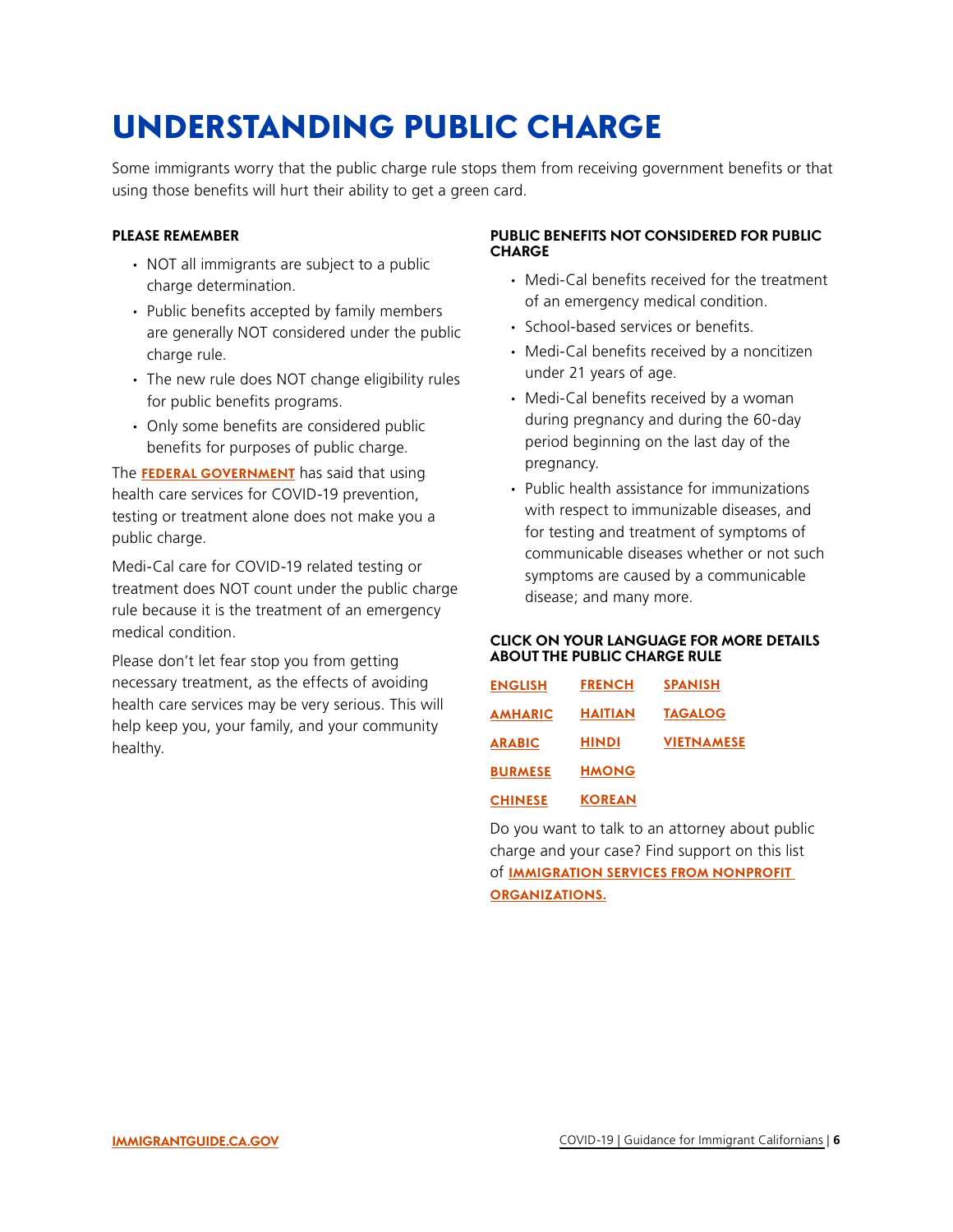# UNDERSTANDING PUBLIC CHARGE

Some immigrants worry that the public charge rule stops them from receiving government benefits or that using those benefits will hurt their ability to get a green card.

**PLEASE REMEMBER**

- NOT all immigrants are subject to a public charge determination.
- Public benefits accepted by family members are generally NOT considered under the public charge rule.
- The new rule does NOT change eligibility rules for public benefits programs.
- Only some benefits are considered public benefits for purposes of public charge.

The **FEDERAL GOVERNMENT** has said that using health care services for COVID-19 prevention, testing or treatment alone does not make you a public charge.

Medi-Cal care for COVID-19 related testing or treatment does NOT count under the public charge rule because it is the treatment of an emergency medical condition.

Please don't let fear stop you from getting necessary treatment, as the effects of avoiding health care services may be very serious. This will help keep you, your family, and your community healthy.

**PUBLIC BENEFITS NOT CONSIDERED FOR PUBLIC CHARGE**

- Medi-Cal benefits received for the treatment of an emergency medical condition.
- School-based services or benefits.
- Medi-Cal benefits received by a noncitizen under 21 years of age.
- Medi-Cal benefits received by a woman during pregnancy and during the 60-day period beginning on the last day of the pregnancy.
- Public health assistance for immunizations with respect to immunizable diseases, and for testing and treatment of symptoms of communicable diseases whether or not such symptoms are caused by a communicable disease; and many more.

**CLICK ON YOUR LANGUAGE FOR MORE DETAILS ABOUT THE PUBLIC CHARGE RULE**

**ENGLISH** **FRENCH** **SPANISH**
**AMHARIC** **HAITIAN** **TAGALOG**
**ARABIC** **HINDI** **VIETNAMESE**
**BURMESE** **HMONG**
**CHINESE** **KOREAN**

Do you want to talk to an attorney about public charge and your case? Find support on this list of **IMMIGRATION SERVICES FROM NONPROFIT ORGANIZATIONS.**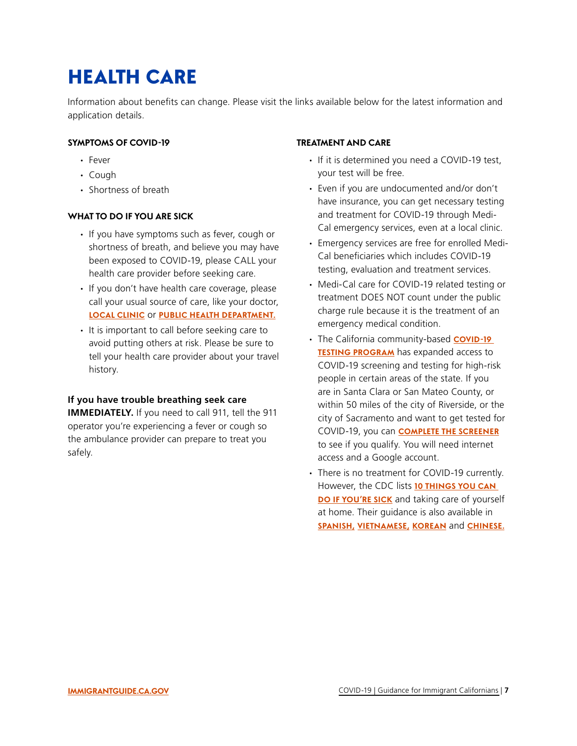# HEALTH CARE

Information about benefits can change. Please visit the links available below for the latest information and application details.

### SYMPTOMS OF COVID-19

- Fever
- Cough
- Shortness of breath

### WHAT TO DO IF YOU ARE SICK

- If you have symptoms such as fever, cough or shortness of breath, and believe you may have been exposed to COVID-19, please CALL your health care provider before seeking care.
- If you don't have health care coverage, please call your usual source of care, like your doctor, **LOCAL CLINIC** or **PUBLIC HEALTH DEPARTMENT.**
- It is important to call before seeking care to avoid putting others at risk. Please be sure to tell your health care provider about your travel history.

**If you have trouble breathing seek care IMMEDIATELY.** If you need to call 911, tell the 911 operator you're experiencing a fever or cough so the ambulance provider can prepare to treat you safely.

### TREATMENT AND CARE

- If it is determined you need a COVID-19 test, your test will be free.
- Even if you are undocumented and/or don't have insurance, you can get necessary testing and treatment for COVID-19 through Medi-Cal emergency services, even at a local clinic.
- Emergency services are free for enrolled Medi-Cal beneficiaries which includes COVID-19 testing, evaluation and treatment services.
- Medi-Cal care for COVID-19 related testing or treatment DOES NOT count under the public charge rule because it is the treatment of an emergency medical condition.
- The California community-based **COVID-19 TESTING PROGRAM** has expanded access to COVID-19 screening and testing for high-risk people in certain areas of the state. If you are in Santa Clara or San Mateo County, or within 50 miles of the city of Riverside, or the city of Sacramento and want to get tested for COVID-19, you can **COMPLETE THE SCREENER** to see if you qualify. You will need internet access and a Google account.
- There is no treatment for COVID-19 currently. However, the CDC lists **10 THINGS YOU CAN DO IF YOU'RE SICK** and taking care of yourself at home. Their guidance is also available in **SPANISH, VIETNAMESE, KOREAN** and **CHINESE.**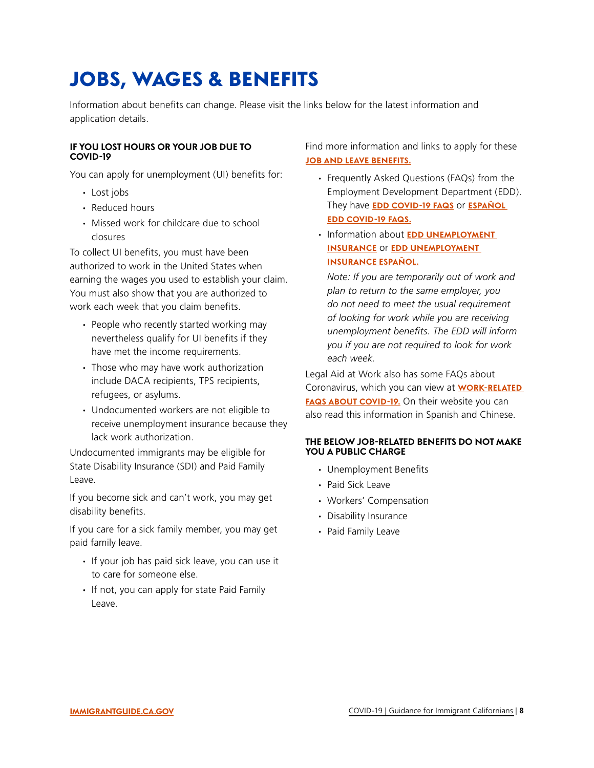# JOBS, WAGES & BENEFITS

Information about benefits can change. Please visit the links below for the latest information and application details.

### IF YOU LOST HOURS OR YOUR JOB DUE TO COVID-19

You can apply for unemployment (UI) benefits for:

- Lost jobs
- Reduced hours
- Missed work for childcare due to school closures

To collect UI benefits, you must have been authorized to work in the United States when earning the wages you used to establish your claim. You must also show that you are authorized to work each week that you claim benefits.

- People who recently started working may nevertheless qualify for UI benefits if they have met the income requirements.
- Those who may have work authorization include DACA recipients, TPS recipients, refugees, or asylums.
- Undocumented workers are not eligible to receive unemployment insurance because they lack work authorization.

Undocumented immigrants may be eligible for State Disability Insurance (SDI) and Paid Family Leave.

If you become sick and can't work, you may get disability benefits.

If you care for a sick family member, you may get paid family leave.

- If your job has paid sick leave, you can use it to care for someone else.
- If not, you can apply for state Paid Family Leave.

Find more information and links to apply for these **JOB AND LEAVE BENEFITS.**

- Frequently Asked Questions (FAQs) from the Employment Development Department (EDD). They have **EDD COVID-19 FAQS** or **ESPAÑOL EDD COVID-19 FAQS.**
- Information about **EDD UNEMPLOYMENT INSURANCE** or **EDD UNEMPLOYMENT INSURANCE ESPAÑOL.**

  *Note: If you are temporarily out of work and plan to return to the same employer, you do not need to meet the usual requirement of looking for work while you are receiving unemployment benefits. The EDD will inform you if you are not required to look for work each week.*

Legal Aid at Work also has some FAQs about Coronavirus, which you can view at **WORK-RELATED FAQS ABOUT COVID-19.** On their website you can also read this information in Spanish and Chinese.

### THE BELOW JOB-RELATED BENEFITS DO NOT MAKE YOU A PUBLIC CHARGE

- Unemployment Benefits
- Paid Sick Leave
- Workers' Compensation
- Disability Insurance
- Paid Family Leave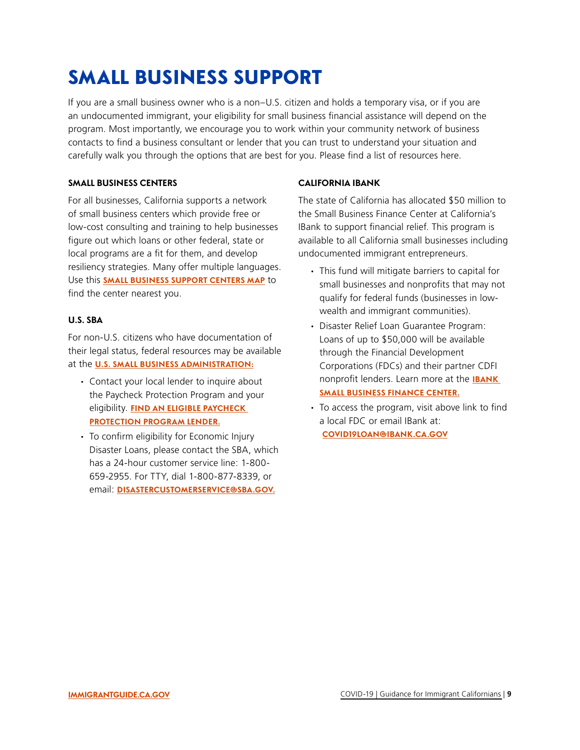# SMALL BUSINESS SUPPORT

If you are a small business owner who is a non–U.S. citizen and holds a temporary visa, or if you are an undocumented immigrant, your eligibility for small business financial assistance will depend on the program. Most importantly, we encourage you to work within your community network of business contacts to find a business consultant or lender that you can trust to understand your situation and carefully walk you through the options that are best for you. Please find a list of resources here.

**SMALL BUSINESS CENTERS**

For all businesses, California supports a network of small business centers which provide free or low-cost consulting and training to help businesses figure out which loans or other federal, state or local programs are a fit for them, and develop resiliency strategies. Many offer multiple languages. Use this **SMALL BUSINESS SUPPORT CENTERS MAP** to find the center nearest you.

**U.S. SBA**

For non-U.S. citizens who have documentation of their legal status, federal resources may be available at the **U.S. SMALL BUSINESS ADMINISTRATION:**

- Contact your local lender to inquire about the Paycheck Protection Program and your eligibility. **FIND AN ELIGIBLE PAYCHECK PROTECTION PROGRAM LENDER.**
- To confirm eligibility for Economic Injury Disaster Loans, please contact the SBA, which has a 24-hour customer service line: 1-800-659-2955. For TTY, dial 1-800-877-8339, or email: **DISASTERCUSTOMERSERVICE@SBA.GOV.**

**CALIFORNIA IBANK**

The state of California has allocated $50 million to the Small Business Finance Center at California's IBank to support financial relief. This program is available to all California small businesses including undocumented immigrant entrepreneurs.

- This fund will mitigate barriers to capital for small businesses and nonprofits that may not qualify for federal funds (businesses in low-wealth and immigrant communities).
- Disaster Relief Loan Guarantee Program: Loans of up to $50,000 will be available through the Financial Development Corporations (FDCs) and their partner CDFI nonprofit lenders. Learn more at the **IBANK SMALL BUSINESS FINANCE CENTER.**
- To access the program, visit above link to find a local FDC or email IBank at: **COVID19LOAN@IBANK.CA.GOV**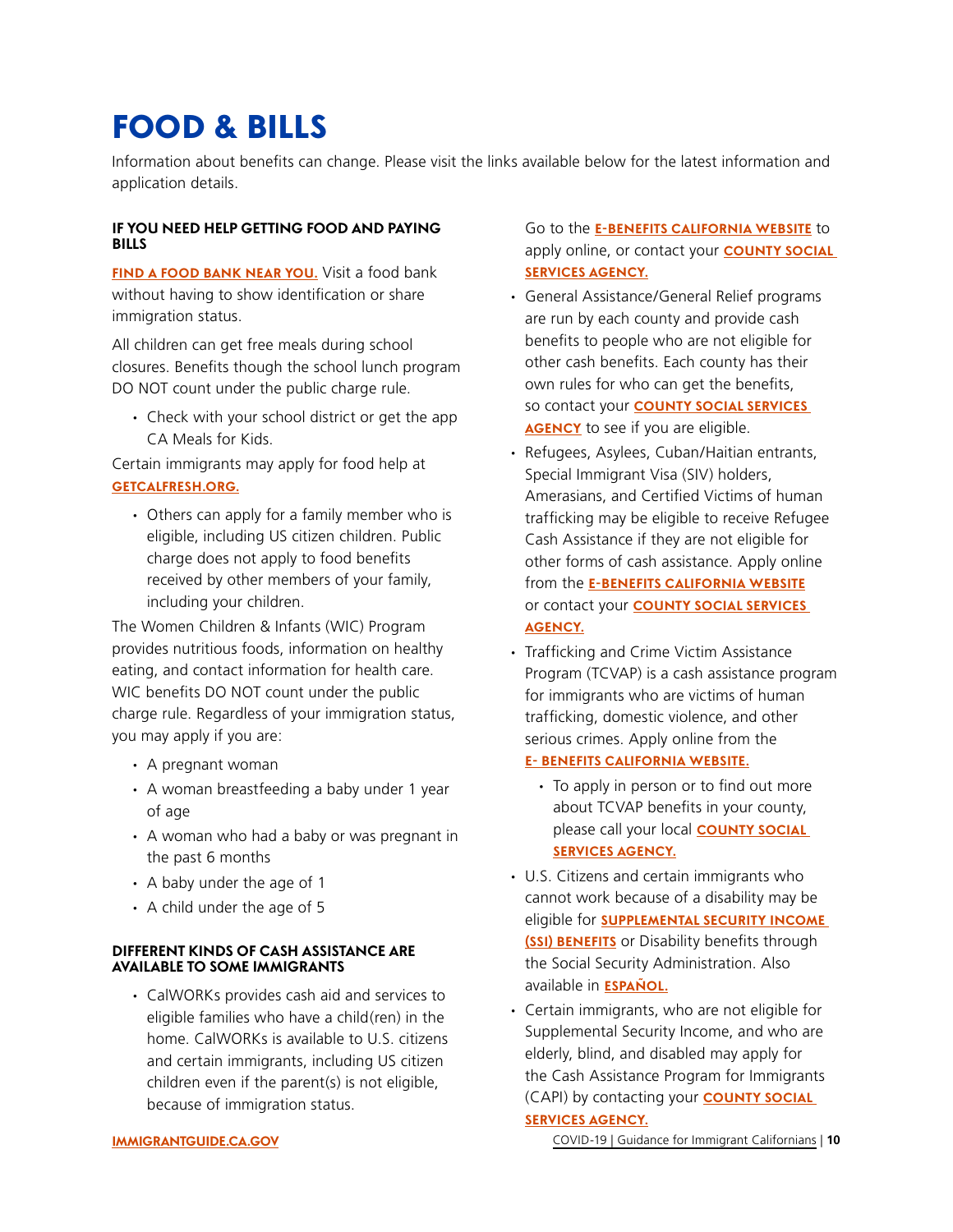# FOOD & BILLS

Information about benefits can change. Please visit the links available below for the latest information and application details.

### IF YOU NEED HELP GETTING FOOD AND PAYING BILLS

**FIND A FOOD BANK NEAR YOU.** Visit a food bank without having to show identification or share immigration status.

All children can get free meals during school closures. Benefits though the school lunch program DO NOT count under the public charge rule.

- Check with your school district or get the app CA Meals for Kids.

Certain immigrants may apply for food help at **GETCALFRESH.ORG.**

- Others can apply for a family member who is eligible, including US citizen children. Public charge does not apply to food benefits received by other members of your family, including your children.

The Women Children & Infants (WIC) Program provides nutritious foods, information on healthy eating, and contact information for health care. WIC benefits DO NOT count under the public charge rule. Regardless of your immigration status, you may apply if you are:

- A pregnant woman
- A woman breastfeeding a baby under 1 year of age
- A woman who had a baby or was pregnant in the past 6 months
- A baby under the age of 1
- A child under the age of 5

### DIFFERENT KINDS OF CASH ASSISTANCE ARE AVAILABLE TO SOME IMMIGRANTS

- CalWORKs provides cash aid and services to eligible families who have a child(ren) in the home. CalWORKs is available to U.S. citizens and certain immigrants, including US citizen children even if the parent(s) is not eligible, because of immigration status.

  Go to the **E-BENEFITS CALIFORNIA WEBSITE** to apply online, or contact your **COUNTY SOCIAL SERVICES AGENCY.**
- General Assistance/General Relief programs are run by each county and provide cash benefits to people who are not eligible for other cash benefits. Each county has their own rules for who can get the benefits, so contact your **COUNTY SOCIAL SERVICES AGENCY** to see if you are eligible.
- Refugees, Asylees, Cuban/Haitian entrants, Special Immigrant Visa (SIV) holders, Amerasians, and Certified Victims of human trafficking may be eligible to receive Refugee Cash Assistance if they are not eligible for other forms of cash assistance. Apply online from the **E-BENEFITS CALIFORNIA WEBSITE** or contact your **COUNTY SOCIAL SERVICES AGENCY.**
- Trafficking and Crime Victim Assistance Program (TCVAP) is a cash assistance program for immigrants who are victims of human trafficking, domestic violence, and other serious crimes. Apply online from the **E- BENEFITS CALIFORNIA WEBSITE.**
  - To apply in person or to find out more about TCVAP benefits in your county, please call your local **COUNTY SOCIAL SERVICES AGENCY.**
- U.S. Citizens and certain immigrants who cannot work because of a disability may be eligible for **SUPPLEMENTAL SECURITY INCOME (SSI) BENEFITS** or Disability benefits through the Social Security Administration. Also available in **ESPAÑOL.**
- Certain immigrants, who are not eligible for Supplemental Security Income, and who are elderly, blind, and disabled may apply for the Cash Assistance Program for Immigrants (CAPI) by contacting your **COUNTY SOCIAL SERVICES AGENCY.**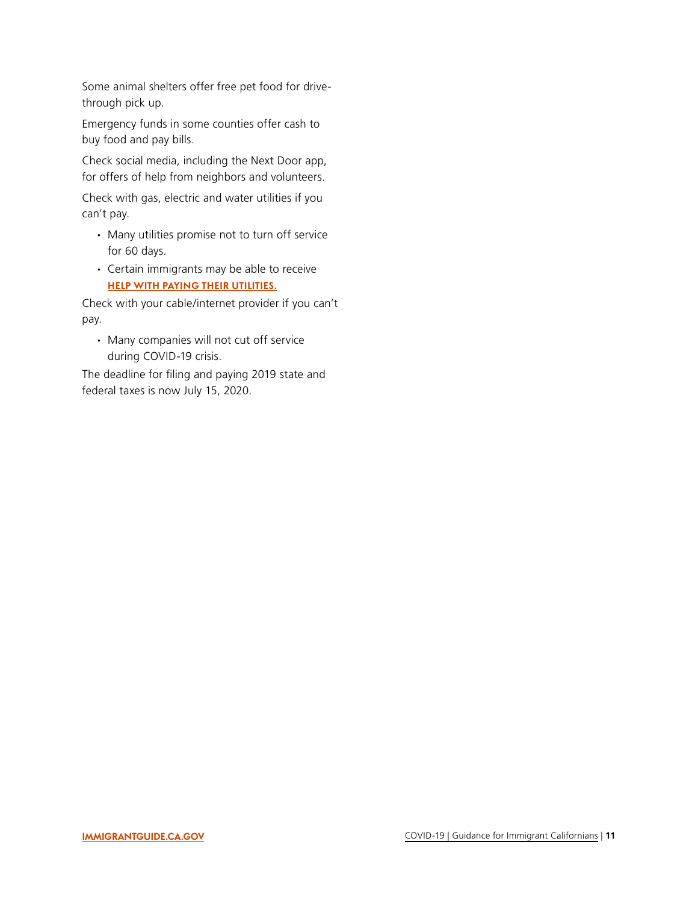Some animal shelters offer free pet food for drive-through pick up.

Emergency funds in some counties offer cash to buy food and pay bills.

Check social media, including the Next Door app, for offers of help from neighbors and volunteers.

Check with gas, electric and water utilities if you can't pay.

- Many utilities promise not to turn off service for 60 days.
- Certain immigrants may be able to receive **HELP WITH PAYING THEIR UTILITIES.**

Check with your cable/internet provider if you can't pay.

- Many companies will not cut off service during COVID-19 crisis.

The deadline for filing and paying 2019 state and federal taxes is now July 15, 2020.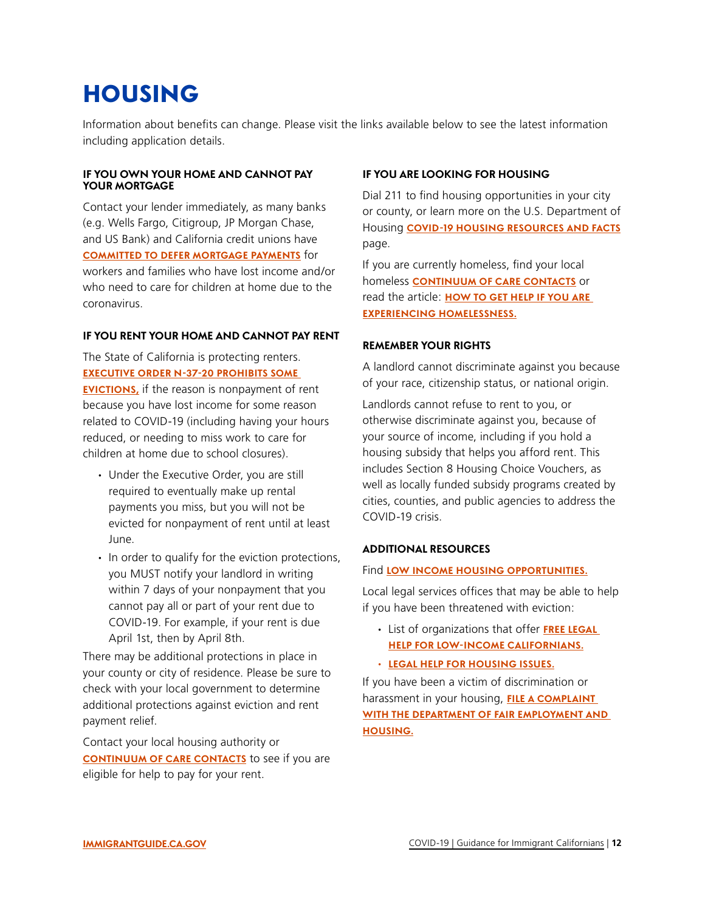# HOUSING

Information about benefits can change. Please visit the links available below to see the latest information including application details.

### IF YOU OWN YOUR HOME AND CANNOT PAY YOUR MORTGAGE

Contact your lender immediately, as many banks (e.g. Wells Fargo, Citigroup, JP Morgan Chase, and US Bank) and California credit unions have **COMMITTED TO DEFER MORTGAGE PAYMENTS** for workers and families who have lost income and/or who need to care for children at home due to the coronavirus.

### IF YOU RENT YOUR HOME AND CANNOT PAY RENT

The State of California is protecting renters. **EXECUTIVE ORDER N-37-20 PROHIBITS SOME EVICTIONS,** if the reason is nonpayment of rent because you have lost income for some reason related to COVID-19 (including having your hours reduced, or needing to miss work to care for children at home due to school closures).

- Under the Executive Order, you are still required to eventually make up rental payments you miss, but you will not be evicted for nonpayment of rent until at least June.
- In order to qualify for the eviction protections, you MUST notify your landlord in writing within 7 days of your nonpayment that you cannot pay all or part of your rent due to COVID-19. For example, if your rent is due April 1st, then by April 8th.

There may be additional protections in place in your county or city of residence. Please be sure to check with your local government to determine additional protections against eviction and rent payment relief.

Contact your local housing authority or **CONTINUUM OF CARE CONTACTS** to see if you are eligible for help to pay for your rent.

### IF YOU ARE LOOKING FOR HOUSING

Dial 211 to find housing opportunities in your city or county, or learn more on the U.S. Department of Housing **COVID-19 HOUSING RESOURCES AND FACTS** page.

If you are currently homeless, find your local homeless **CONTINUUM OF CARE CONTACTS** or read the article: **HOW TO GET HELP IF YOU ARE EXPERIENCING HOMELESSNESS.**

### REMEMBER YOUR RIGHTS

A landlord cannot discriminate against you because of your race, citizenship status, or national origin.

Landlords cannot refuse to rent to you, or otherwise discriminate against you, because of your source of income, including if you hold a housing subsidy that helps you afford rent. This includes Section 8 Housing Choice Vouchers, as well as locally funded subsidy programs created by cities, counties, and public agencies to address the COVID-19 crisis.

### ADDITIONAL RESOURCES

Find **LOW INCOME HOUSING OPPORTUNITIES.**

Local legal services offices that may be able to help if you have been threatened with eviction:

- List of organizations that offer **FREE LEGAL HELP FOR LOW-INCOME CALIFORNIANS.**
- **LEGAL HELP FOR HOUSING ISSUES.**

If you have been a victim of discrimination or harassment in your housing, **FILE A COMPLAINT WITH THE DEPARTMENT OF FAIR EMPLOYMENT AND HOUSING.**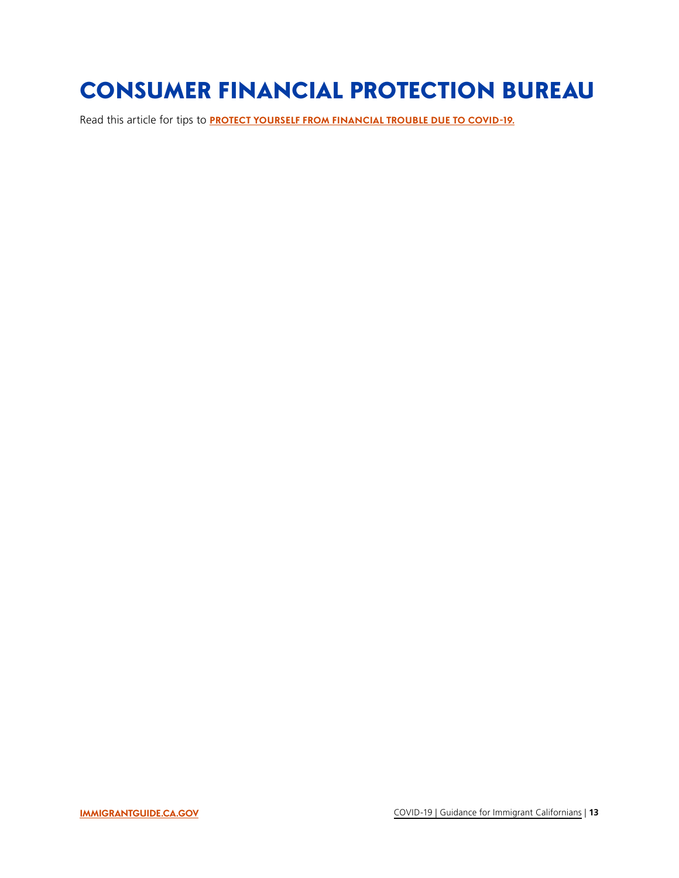# CONSUMER FINANCIAL PROTECTION BUREAU

Read this article for tips to **PROTECT YOURSELF FROM FINANCIAL TROUBLE DUE TO COVID-19.**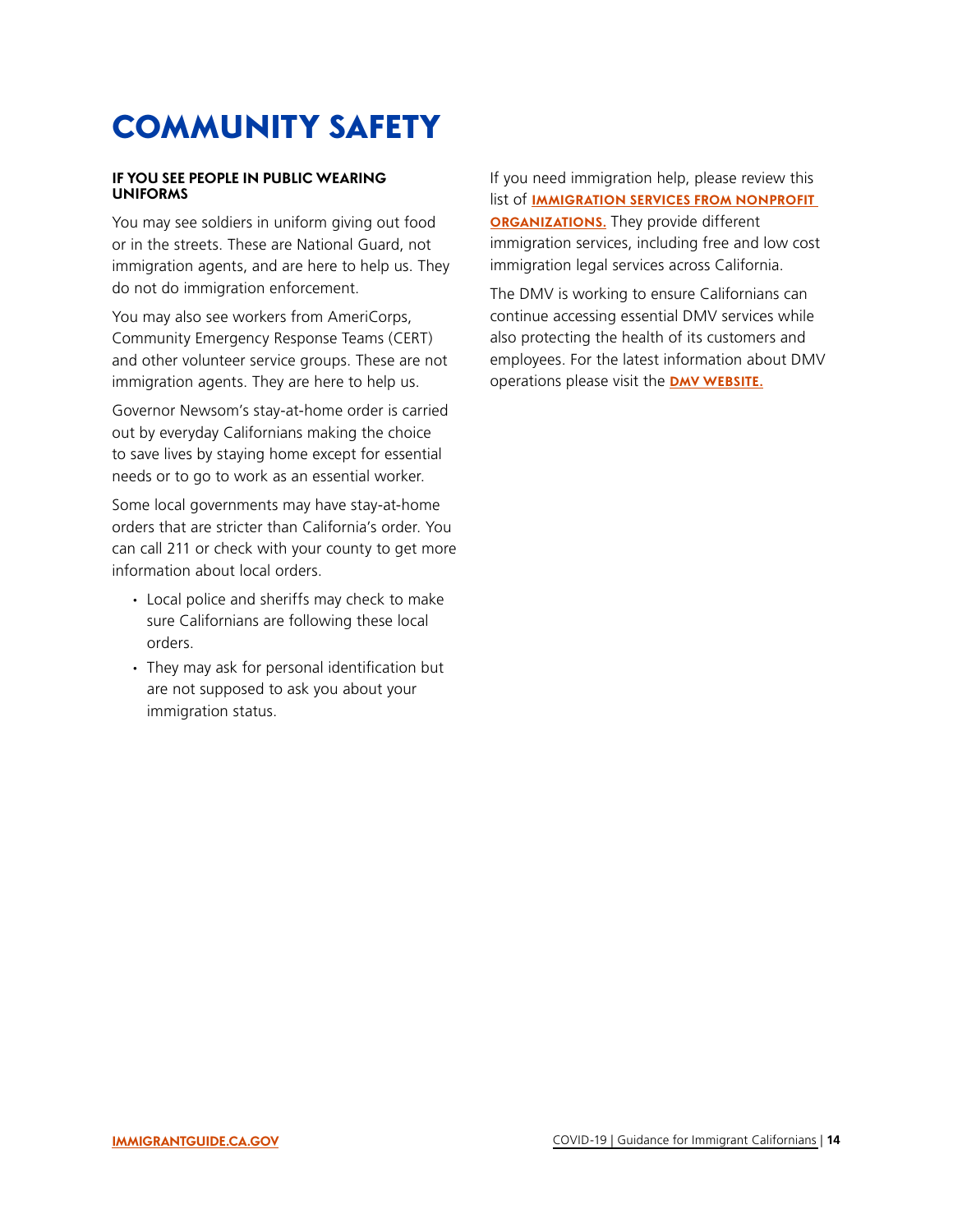# COMMUNITY SAFETY

### IF YOU SEE PEOPLE IN PUBLIC WEARING UNIFORMS

You may see soldiers in uniform giving out food or in the streets. These are National Guard, not immigration agents, and are here to help us. They do not do immigration enforcement.

You may also see workers from AmeriCorps, Community Emergency Response Teams (CERT) and other volunteer service groups. These are not immigration agents. They are here to help us.

Governor Newsom's stay-at-home order is carried out by everyday Californians making the choice to save lives by staying home except for essential needs or to go to work as an essential worker.

Some local governments may have stay-at-home orders that are stricter than California's order. You can call 211 or check with your county to get more information about local orders.

- Local police and sheriffs may check to make sure Californians are following these local orders.
- They may ask for personal identification but are not supposed to ask you about your immigration status.

If you need immigration help, please review this list of **IMMIGRATION SERVICES FROM NONPROFIT ORGANIZATIONS.** They provide different immigration services, including free and low cost immigration legal services across California.

The DMV is working to ensure Californians can continue accessing essential DMV services while also protecting the health of its customers and employees. For the latest information about DMV operations please visit the **DMV WEBSITE.**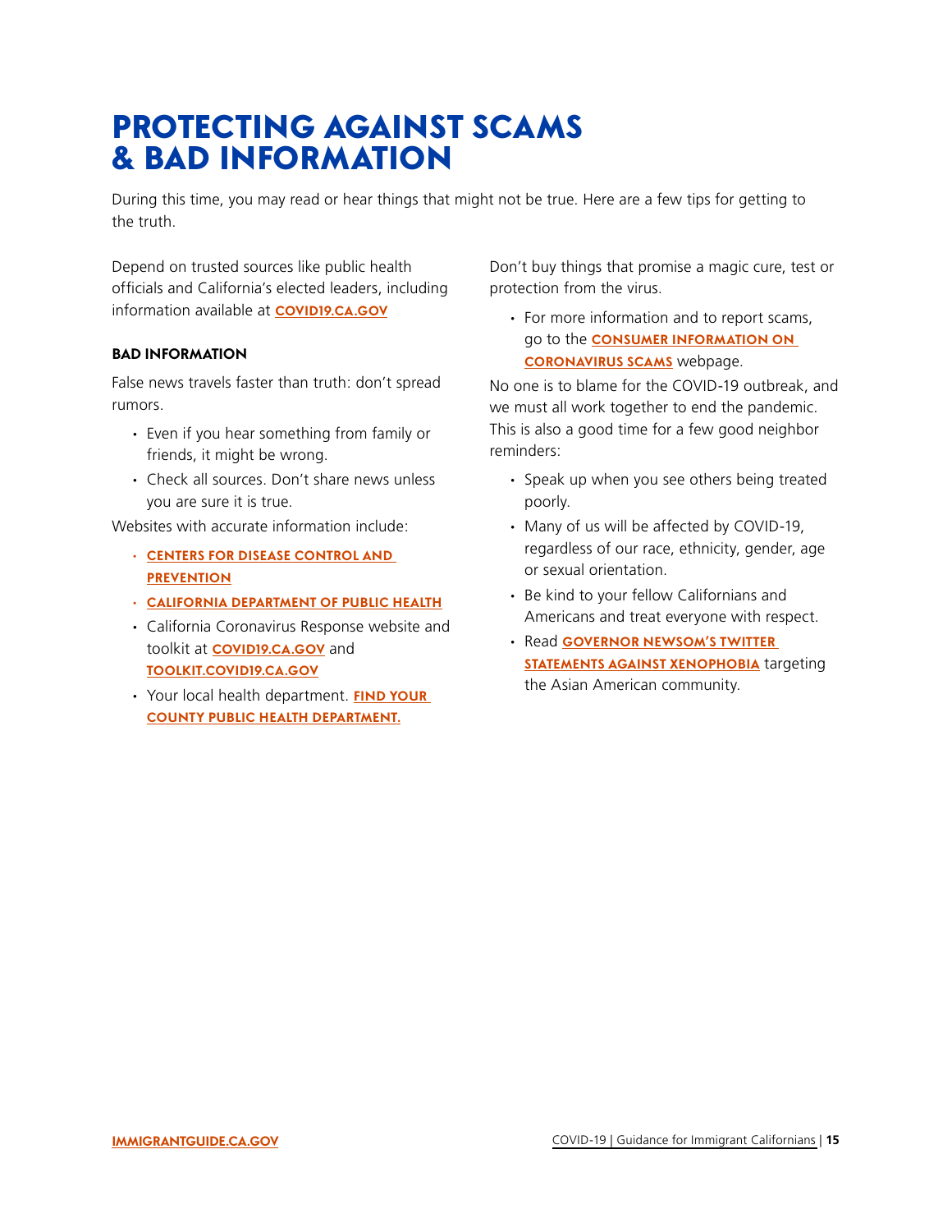# PROTECTING AGAINST SCAMS & BAD INFORMATION

During this time, you may read or hear things that might not be true. Here are a few tips for getting to the truth.

Depend on trusted sources like public health officials and California's elected leaders, including information available at **COVID19.CA.GOV**

### BAD INFORMATION

False news travels faster than truth: don't spread rumors.

- Even if you hear something from family or friends, it might be wrong.
- Check all sources. Don't share news unless you are sure it is true.

Websites with accurate information include:

- **CENTERS FOR DISEASE CONTROL AND PREVENTION**
- **CALIFORNIA DEPARTMENT OF PUBLIC HEALTH**
- California Coronavirus Response website and toolkit at **COVID19.CA.GOV** and **TOOLKIT.COVID19.CA.GOV**
- Your local health department. **FIND YOUR COUNTY PUBLIC HEALTH DEPARTMENT.**

Don't buy things that promise a magic cure, test or protection from the virus.

- For more information and to report scams, go to the **CONSUMER INFORMATION ON CORONAVIRUS SCAMS** webpage.

No one is to blame for the COVID-19 outbreak, and we must all work together to end the pandemic. This is also a good time for a few good neighbor reminders:

- Speak up when you see others being treated poorly.
- Many of us will be affected by COVID-19, regardless of our race, ethnicity, gender, age or sexual orientation.
- Be kind to your fellow Californians and Americans and treat everyone with respect.
- Read **GOVERNOR NEWSOM'S TWITTER STATEMENTS AGAINST XENOPHOBIA** targeting the Asian American community.